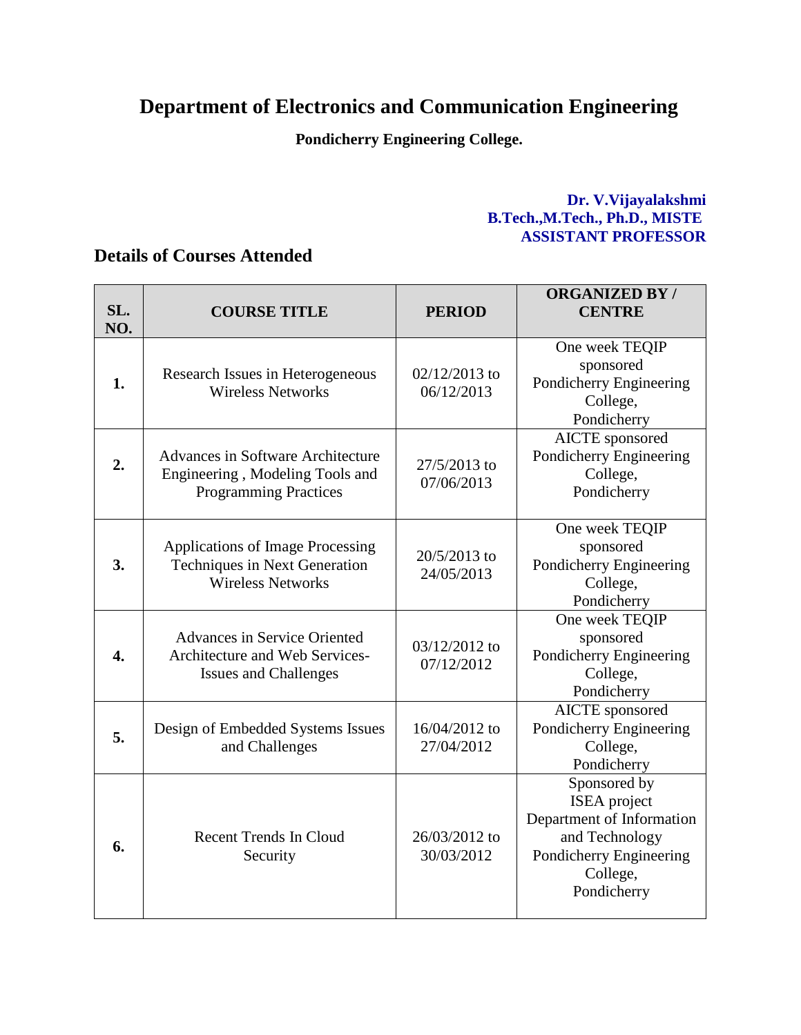# Department of Electronics and Communication Engineering

**Pondicherry Engineering College.**

**Dr. V.Vijayalakshmi**
**B.Tech.,M.Tech., Ph.D., MISTE**
**ASSISTANT PROFESSOR**

## Details of Courses Attended

| SL. NO. | COURSE TITLE | PERIOD | ORGANIZED BY / CENTRE |
|---|---|---|---|
| **1.** | Research Issues in Heterogeneous Wireless Networks | 02/12/2013 to 06/12/2013 | One week TEQIP sponsored Pondicherry Engineering College, Pondicherry |
| **2.** | Advances in Software Architecture Engineering , Modeling Tools and Programming Practices | 27/5/2013 to 07/06/2013 | AICTE sponsored Pondicherry Engineering College, Pondicherry |
| **3.** | Applications of Image Processing Techniques in Next Generation Wireless Networks | 20/5/2013 to 24/05/2013 | One week TEQIP sponsored Pondicherry Engineering College, Pondicherry |
| **4.** | Advances in Service Oriented Architecture and Web Services-Issues and Challenges | 03/12/2012 to 07/12/2012 | One week TEQIP sponsored Pondicherry Engineering College, Pondicherry |
| **5.** | Design of Embedded Systems Issues and Challenges | 16/04/2012 to 27/04/2012 | AICTE sponsored Pondicherry Engineering College, Pondicherry |
| **6.** | Recent Trends In Cloud Security | 26/03/2012 to 30/03/2012 | Sponsored by ISEA project Department of Information and Technology Pondicherry Engineering College, Pondicherry |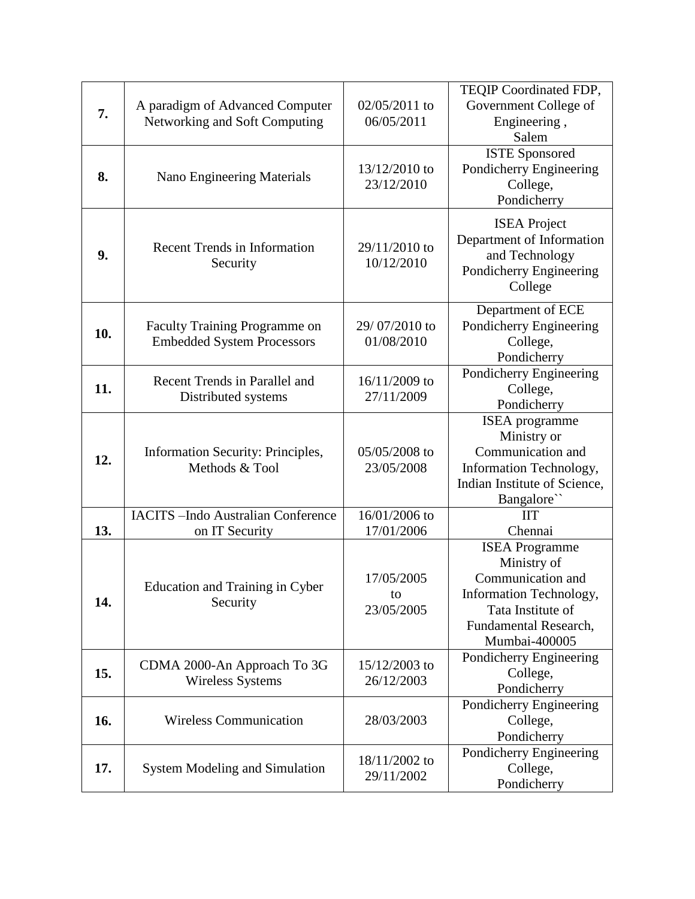| **7.** | A paradigm of Advanced Computer Networking and Soft Computing | 02/05/2011 to 06/05/2011 | TEQIP Coordinated FDP, Government College of Engineering , Salem |
|---|---|---|---|
| **8.** | Nano Engineering Materials | 13/12/2010 to 23/12/2010 | ISTE Sponsored Pondicherry Engineering College, Pondicherry |
| **9.** | Recent Trends in Information Security | 29/11/2010 to 10/12/2010 | ISEA Project Department of Information and Technology Pondicherry Engineering College |
| **10.** | Faculty Training Programme on Embedded System Processors | 29/ 07/2010 to 01/08/2010 | Department of ECE Pondicherry Engineering College, Pondicherry |
| **11.** | Recent Trends in Parallel and Distributed systems | 16/11/2009 to 27/11/2009 | Pondicherry Engineering College, Pondicherry |
| **12.** | Information Security: Principles, Methods & Tool | 05/05/2008 to 23/05/2008 | ISEA programme Ministry or Communication and Information Technology, Indian Institute of Science, Bangalore`` |
| **13.** | IACITS –Indo Australian Conference on IT Security | 16/01/2006 to 17/01/2006 | IIT Chennai |
| **14.** | Education and Training in Cyber Security | 17/05/2005 to 23/05/2005 | ISEA Programme Ministry of Communication and Information Technology, Tata Institute of Fundamental Research, Mumbai-400005 |
| **15.** | CDMA 2000-An Approach To 3G Wireless Systems | 15/12/2003 to 26/12/2003 | Pondicherry Engineering College, Pondicherry |
| **16.** | Wireless Communication | 28/03/2003 | Pondicherry Engineering College, Pondicherry |
| **17.** | System Modeling and Simulation | 18/11/2002 to 29/11/2002 | Pondicherry Engineering College, Pondicherry |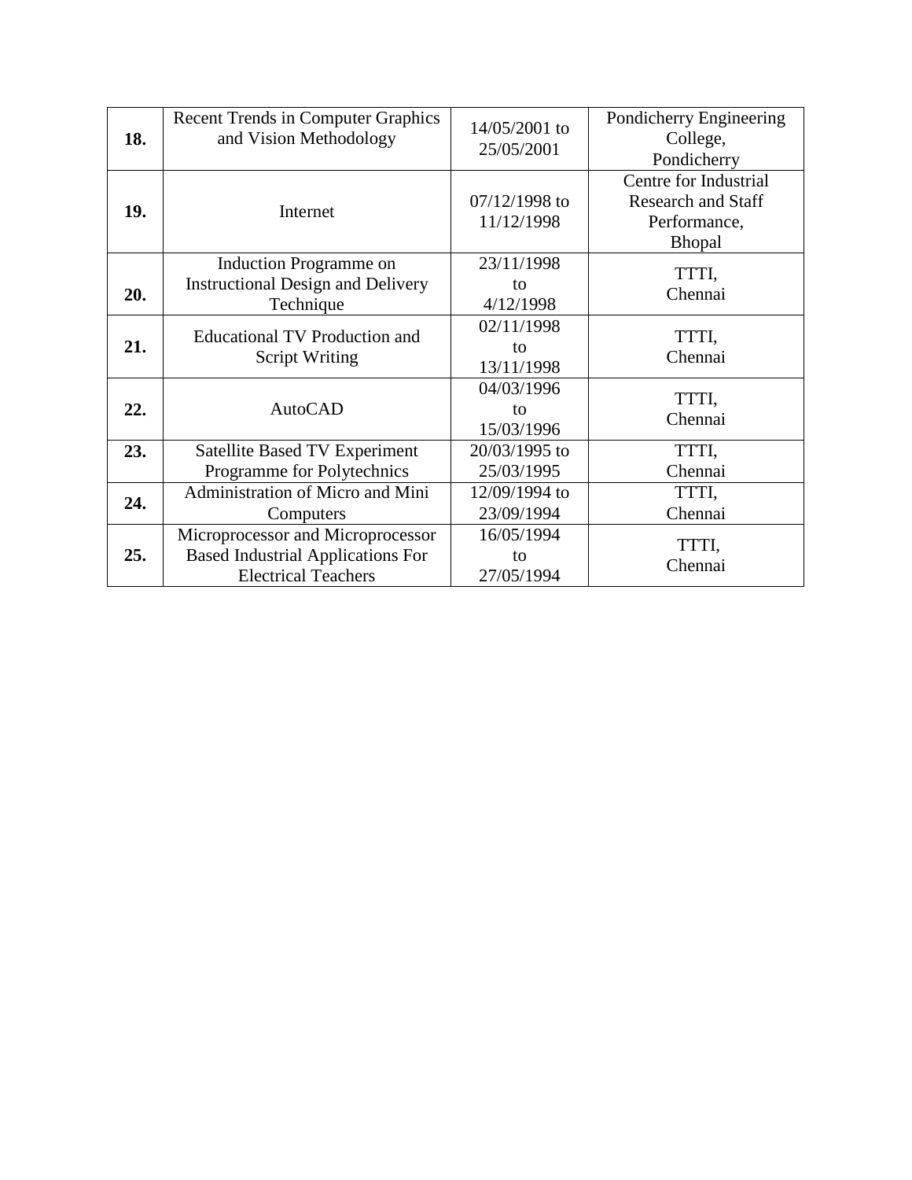| | | | |
|---|---|---|---|
| **18.** | Recent Trends in Computer Graphics and Vision Methodology | 14/05/2001 to 25/05/2001 | Pondicherry Engineering College, Pondicherry |
| **19.** | Internet | 07/12/1998 to 11/12/1998 | Centre for Industrial Research and Staff Performance, Bhopal |
| **20.** | Induction Programme on Instructional Design and Delivery Technique | 23/11/1998 to 4/12/1998 | TTTI, Chennai |
| **21.** | Educational TV Production and Script Writing | 02/11/1998 to 13/11/1998 | TTTI, Chennai |
| **22.** | AutoCAD | 04/03/1996 to 15/03/1996 | TTTI, Chennai |
| **23.** | Satellite Based TV Experiment Programme for Polytechnics | 20/03/1995 to 25/03/1995 | TTTI, Chennai |
| **24.** | Administration of Micro and Mini Computers | 12/09/1994 to 23/09/1994 | TTTI, Chennai |
| **25.** | Microprocessor and Microprocessor Based Industrial Applications For Electrical Teachers | 16/05/1994 to 27/05/1994 | TTTI, Chennai |